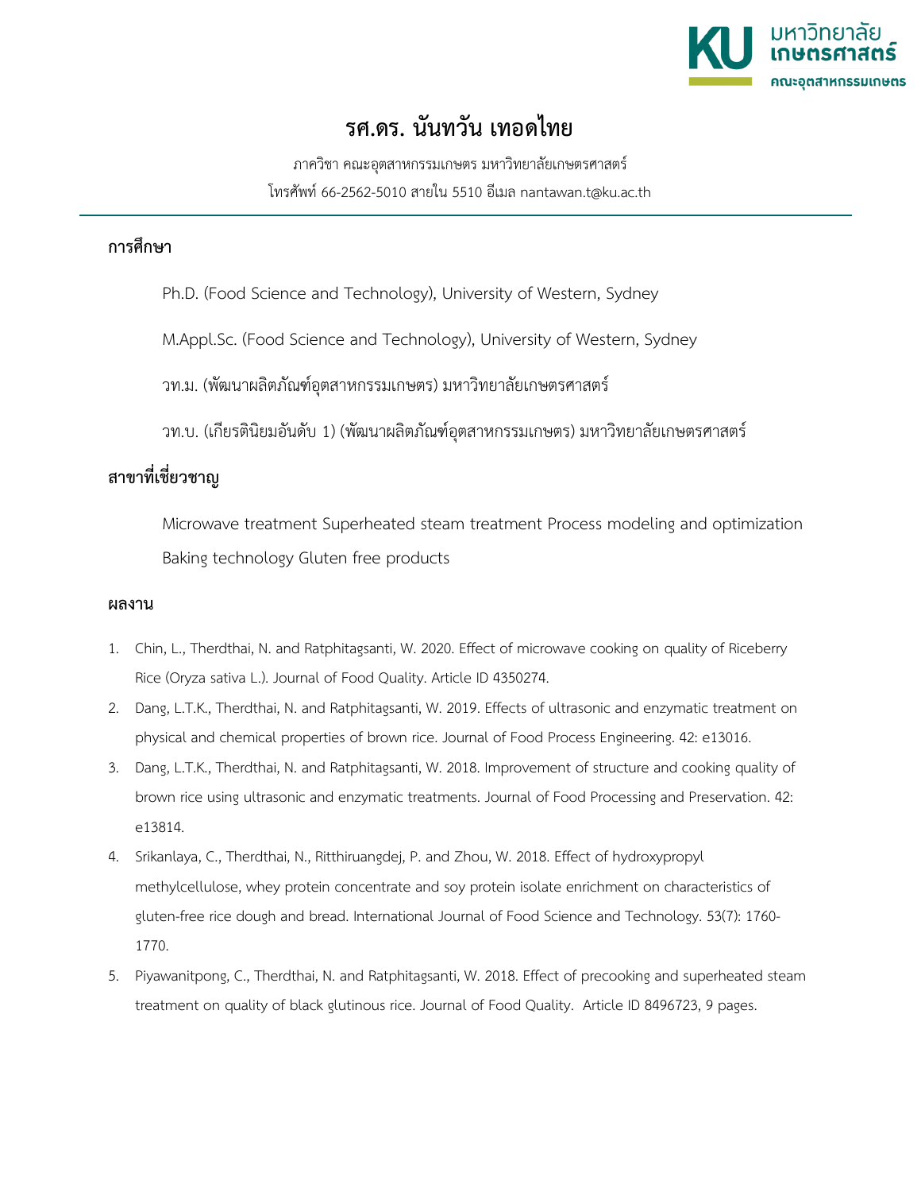# รศ.ดร. นันทวัน เทอดไทย

ภาควิชา คณะอุตสาหกรรมเกษตร มหาวิทยาลัยเกษตรศาสตร์

โทรศัพท์ 66-2562-5010 สายใน 5510 อีเมล nantawan.t@ku.ac.th

## การศึกษา

Ph.D. (Food Science and Technology), University of Western, Sydney

M.Appl.Sc. (Food Science and Technology), University of Western, Sydney

วท.ม. (พัฒนาผลิตภัณฑ์อุตสาหกรรมเกษตร) มหาวิทยาลัยเกษตรศาสตร์

วท.บ. (เกียรตินิยมอันดับ 1) (พัฒนาผลิตภัณฑ์อุตสาหกรรมเกษตร) มหาวิทยาลัยเกษตรศาสตร์

## สาขาที่เชี่ยวชาญ

Microwave treatment Superheated steam treatment Process modeling and optimization

Baking technology Gluten free products

## ผลงาน

1. Chin, L., Therdthai, N. and Ratphitagsanti, W. 2020. Effect of microwave cooking on quality of Riceberry Rice (Oryza sativa L.). Journal of Food Quality. Article ID 4350274.
2. Dang, L.T.K., Therdthai, N. and Ratphitagsanti, W. 2019. Effects of ultrasonic and enzymatic treatment on physical and chemical properties of brown rice. Journal of Food Process Engineering. 42: e13016.
3. Dang, L.T.K., Therdthai, N. and Ratphitagsanti, W. 2018. Improvement of structure and cooking quality of brown rice using ultrasonic and enzymatic treatments. Journal of Food Processing and Preservation. 42: e13814.
4. Srikanlaya, C., Therdthai, N., Ritthiruangdej, P. and Zhou, W. 2018. Effect of hydroxypropyl methylcellulose, whey protein concentrate and soy protein isolate enrichment on characteristics of gluten-free rice dough and bread. International Journal of Food Science and Technology. 53(7): 1760-1770.
5. Piyawanitpong, C., Therdthai, N. and Ratphitagsanti, W. 2018. Effect of precooking and superheated steam treatment on quality of black glutinous rice. Journal of Food Quality. Article ID 8496723, 9 pages.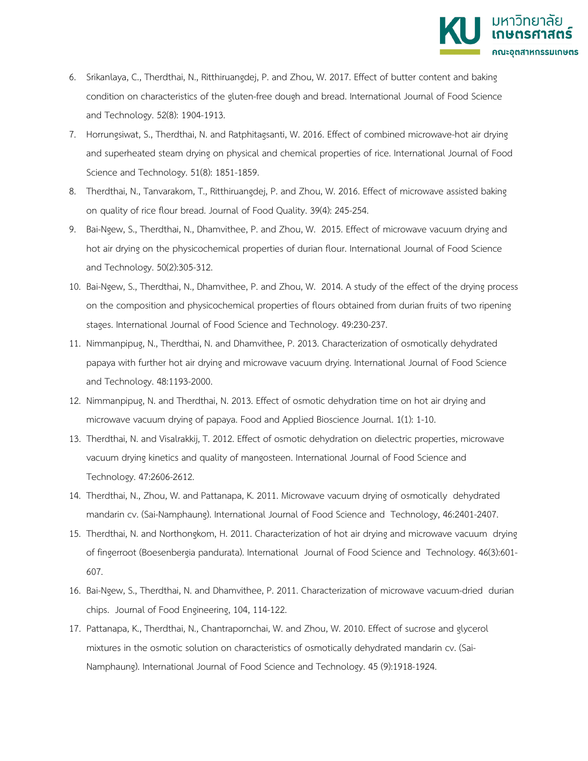6. Srikanlaya, C., Therdthai, N., Ritthiruangdej, P. and Zhou, W. 2017. Effect of butter content and baking condition on characteristics of the gluten-free dough and bread. International Journal of Food Science and Technology. 52(8): 1904-1913.
7. Horrungsiwat, S., Therdthai, N. and Ratphitagsanti, W. 2016. Effect of combined microwave-hot air drying and superheated steam drying on physical and chemical properties of rice. International Journal of Food Science and Technology. 51(8): 1851-1859.
8. Therdthai, N., Tanvarakom, T., Ritthiruangdej, P. and Zhou, W. 2016. Effect of microwave assisted baking on quality of rice flour bread. Journal of Food Quality. 39(4): 245-254.
9. Bai-Ngew, S., Therdthai, N., Dhamvithee, P. and Zhou, W. 2015. Effect of microwave vacuum drying and hot air drying on the physicochemical properties of durian flour. International Journal of Food Science and Technology. 50(2):305-312.
10. Bai-Ngew, S., Therdthai, N., Dhamvithee, P. and Zhou, W. 2014. A study of the effect of the drying process on the composition and physicochemical properties of flours obtained from durian fruits of two ripening stages. International Journal of Food Science and Technology. 49:230-237.
11. Nimmanpipug, N., Therdthai, N. and Dhamvithee, P. 2013. Characterization of osmotically dehydrated papaya with further hot air drying and microwave vacuum drying. International Journal of Food Science and Technology. 48:1193-2000.
12. Nimmanpipug, N. and Therdthai, N. 2013. Effect of osmotic dehydration time on hot air drying and microwave vacuum drying of papaya. Food and Applied Bioscience Journal. 1(1): 1-10.
13. Therdthai, N. and Visalrakkij, T. 2012. Effect of osmotic dehydration on dielectric properties, microwave vacuum drying kinetics and quality of mangosteen. International Journal of Food Science and Technology. 47:2606-2612.
14. Therdthai, N., Zhou, W. and Pattanapa, K. 2011. Microwave vacuum drying of osmotically dehydrated mandarin cv. (Sai-Namphaung). International Journal of Food Science and Technology, 46:2401-2407.
15. Therdthai, N. and Northongkom, H. 2011. Characterization of hot air drying and microwave vacuum drying of fingerroot (Boesenbergia pandurata). International Journal of Food Science and Technology. 46(3):601-607.
16. Bai-Ngew, S., Therdthai, N. and Dhamvithee, P. 2011. Characterization of microwave vacuum-dried durian chips. Journal of Food Engineering, 104, 114-122.
17. Pattanapa, K., Therdthai, N., Chantrapornchai, W. and Zhou, W. 2010. Effect of sucrose and glycerol mixtures in the osmotic solution on characteristics of osmotically dehydrated mandarin cv. (Sai-Namphaung). International Journal of Food Science and Technology. 45 (9):1918-1924.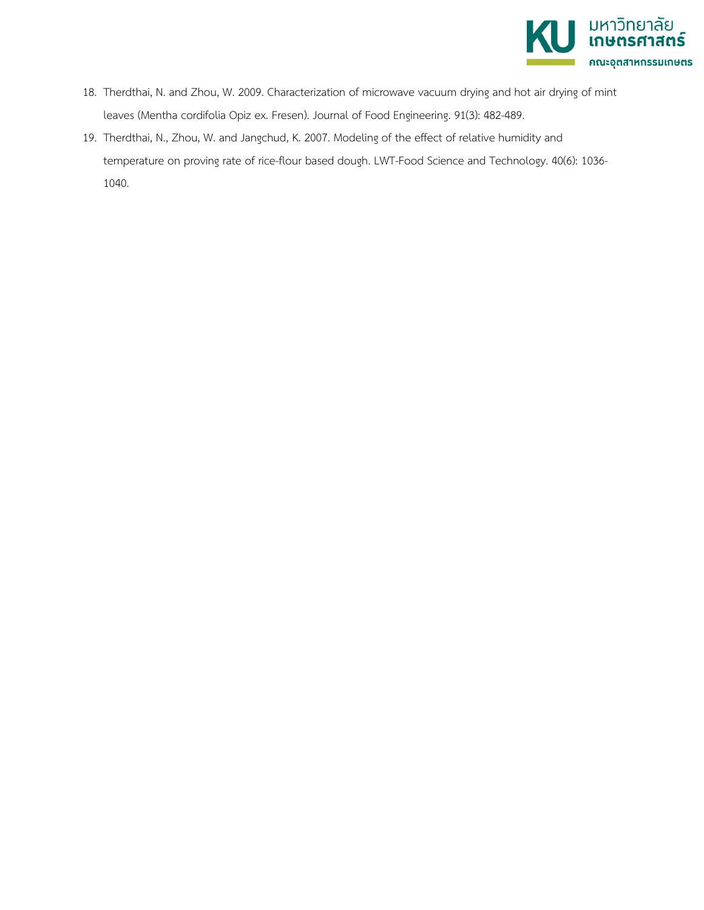18. Therdthai, N. and Zhou, W. 2009. Characterization of microwave vacuum drying and hot air drying of mint leaves (Mentha cordifolia Opiz ex. Fresen). Journal of Food Engineering. 91(3): 482-489.
19. Therdthai, N., Zhou, W. and Jangchud, K. 2007. Modeling of the effect of relative humidity and temperature on proving rate of rice-flour based dough. LWT-Food Science and Technology. 40(6): 1036-1040.